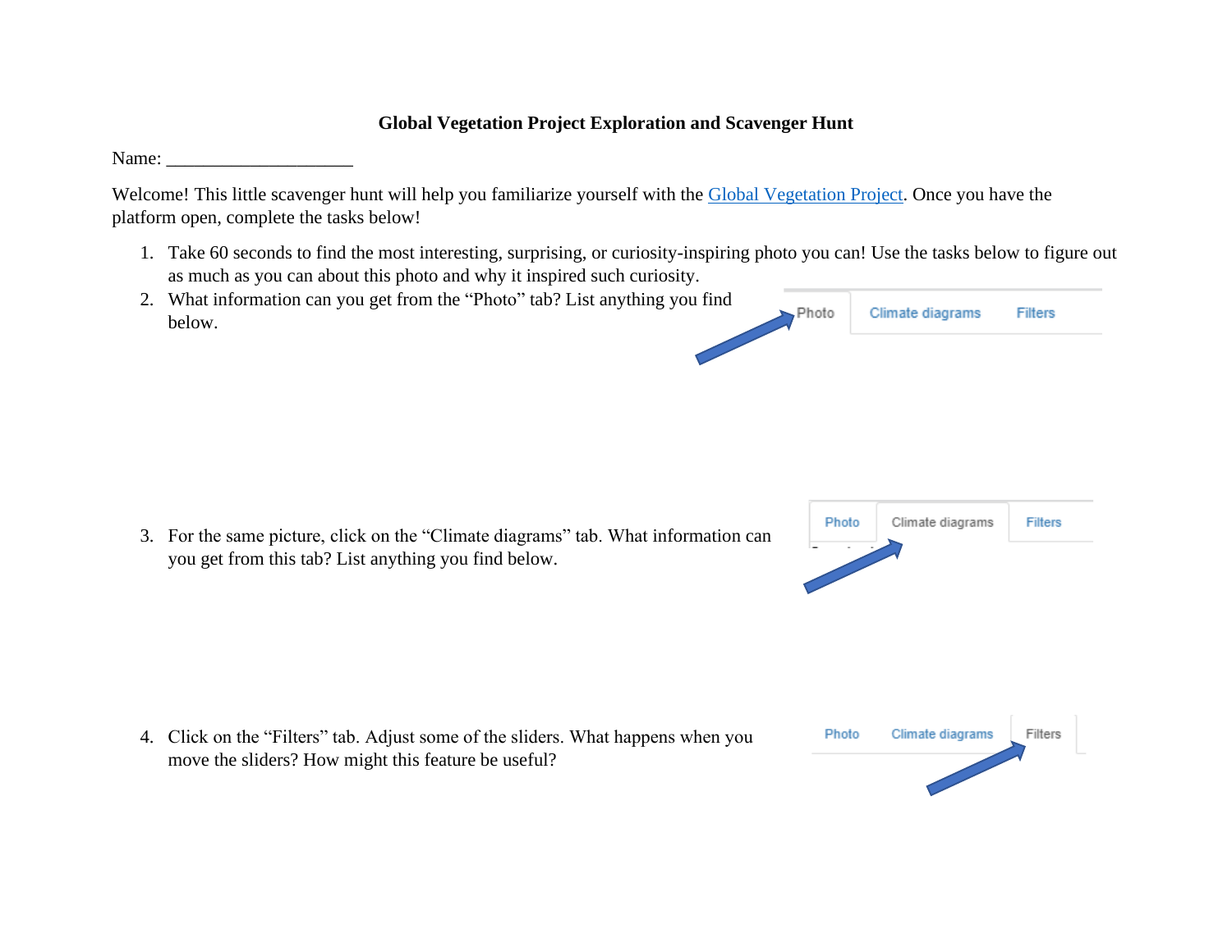**Global Vegetation Project Exploration and Scavenger Hunt**

Name: ____________________

Welcome! This little scavenger hunt will help you familiarize yourself with the Global Vegetation Project. Once you have the platform open, complete the tasks below!

1. Take 60 seconds to find the most interesting, surprising, or curiosity-inspiring photo you can! Use the tasks below to figure out as much as you can about this photo and why it inspired such curiosity.
2. What information can you get from the "Photo" tab? List anything you find below.
3. For the same picture, click on the "Climate diagrams" tab. What information can you get from this tab? List anything you find below.
4. Click on the "Filters" tab. Adjust some of the sliders. What happens when you move the sliders? How might this feature be useful?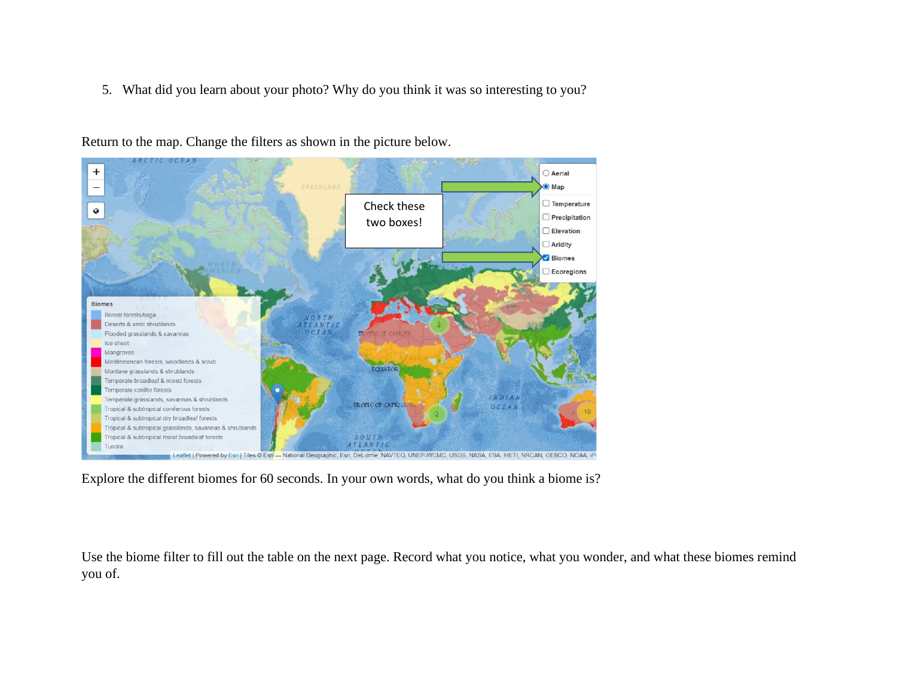5. What did you learn about your photo? Why do you think it was so interesting to you?

Return to the map. Change the filters as shown in the picture below.

Explore the different biomes for 60 seconds. In your own words, what do you think a biome is?

Use the biome filter to fill out the table on the next page. Record what you notice, what you wonder, and what these biomes remind you of.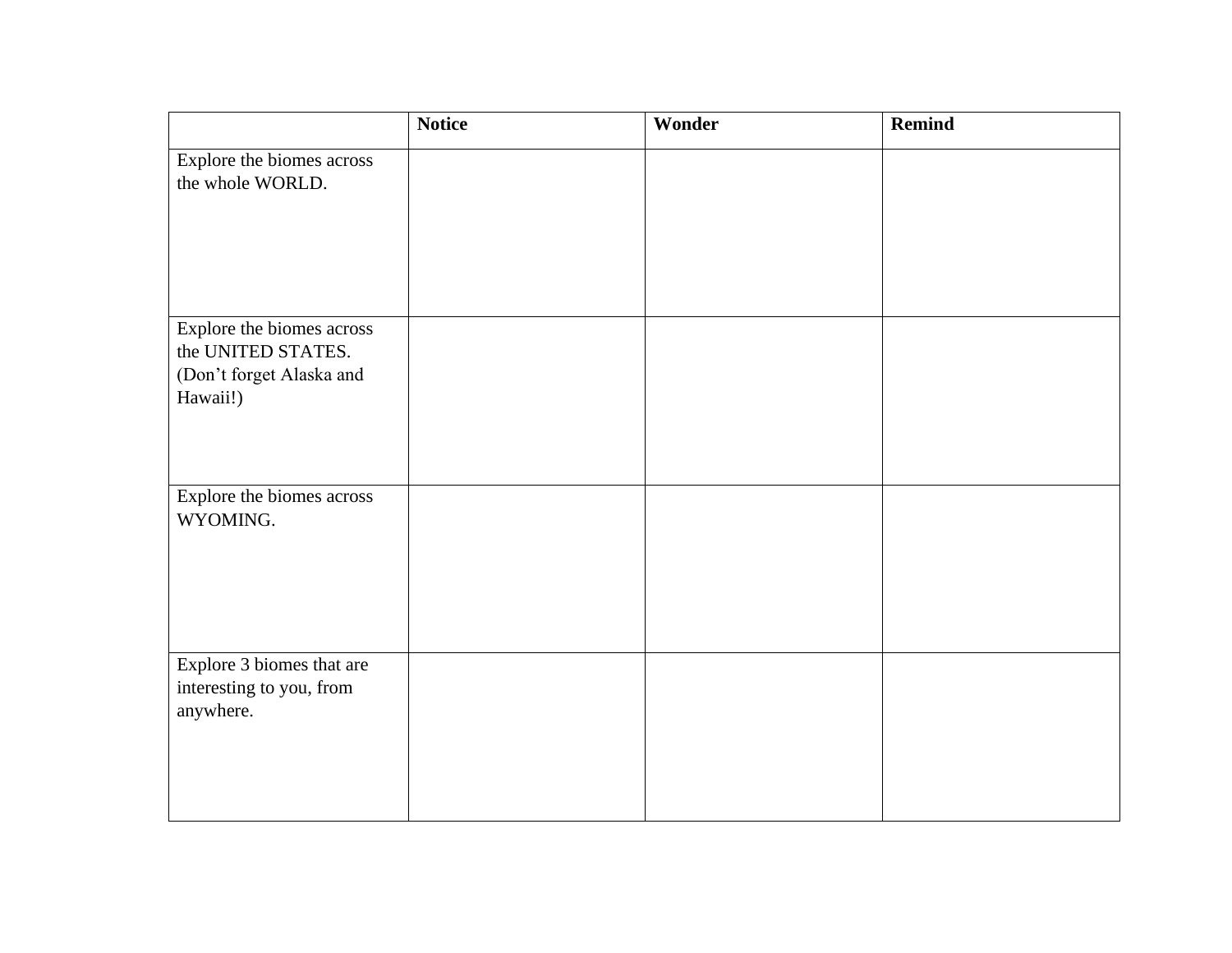| | **Notice** | **Wonder** | **Remind** |
|---|---|---|---|
| Explore the biomes across the whole WORLD. | | | |
| Explore the biomes across the UNITED STATES. (Don't forget Alaska and Hawaii!) | | | |
| Explore the biomes across WYOMING. | | | |
| Explore 3 biomes that are interesting to you, from anywhere. | | | |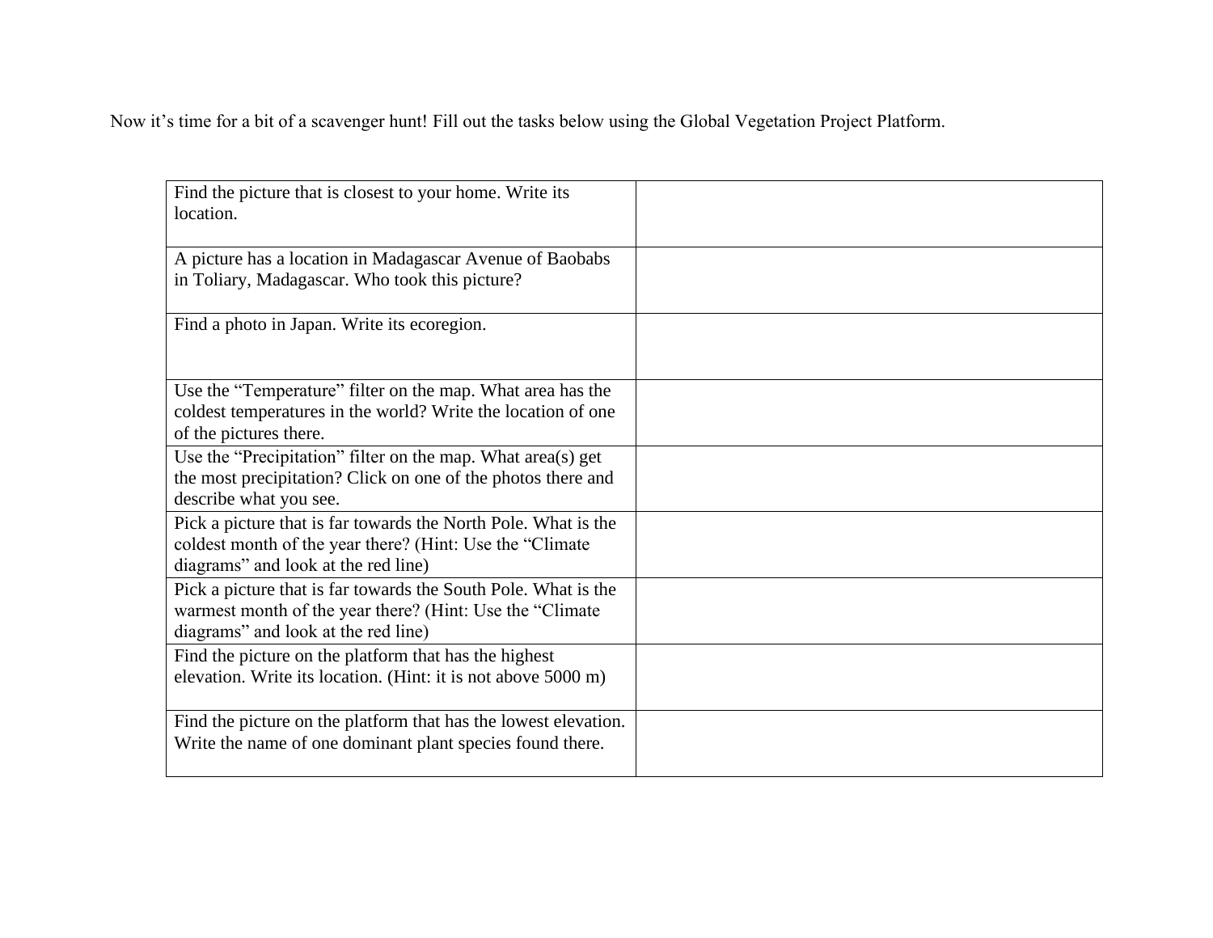Now it's time for a bit of a scavenger hunt! Fill out the tasks below using the Global Vegetation Project Platform.

| | |
|---|---|
| Find the picture that is closest to your home. Write its location. | |
| A picture has a location in Madagascar Avenue of Baobabs in Toliary, Madagascar. Who took this picture? | |
| Find a photo in Japan. Write its ecoregion. | |
| Use the "Temperature" filter on the map. What area has the coldest temperatures in the world? Write the location of one of the pictures there. | |
| Use the "Precipitation" filter on the map. What area(s) get the most precipitation? Click on one of the photos there and describe what you see. | |
| Pick a picture that is far towards the North Pole. What is the coldest month of the year there? (Hint: Use the "Climate diagrams" and look at the red line) | |
| Pick a picture that is far towards the South Pole. What is the warmest month of the year there? (Hint: Use the "Climate diagrams" and look at the red line) | |
| Find the picture on the platform that has the highest elevation. Write its location. (Hint: it is not above 5000 m) | |
| Find the picture on the platform that has the lowest elevation. Write the name of one dominant plant species found there. | |